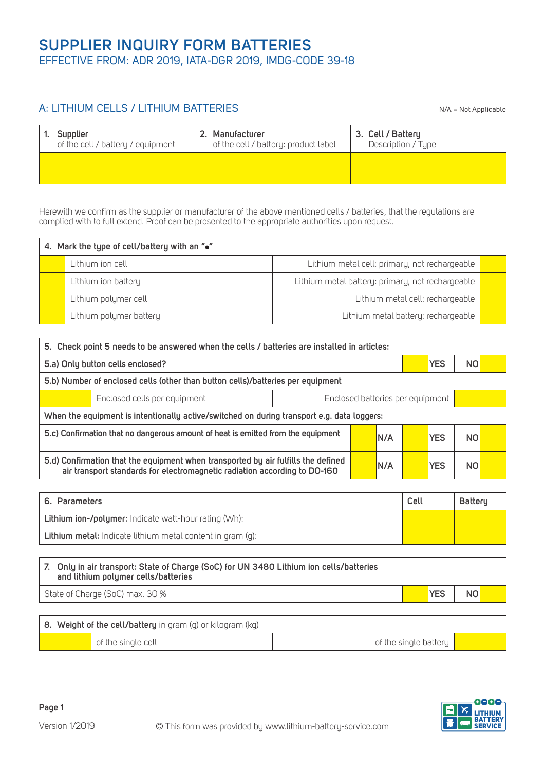# SUPPLIER INQUIRY FORM BATTERIES

EFFECTIVE FROM: ADR 2019, IATA-DGR 2019, IMDG-CODE 39-18

## A: LITHIUM CELLS / LITHIUM BATTERIES

N/A = Not Applicable

| 1. **Supplier** of the cell / battery / equipment | 2. **Manufacturer** of the cell / battery: product label | 3. **Cell / Battery** Description / Type |
|---|---|---|
| | | |

Herewith we confirm as the supplier or manufacturer of the above mentioned cells / batteries, that the regulations are complied with to full extend. Proof can be presented to the appropriate authorities upon request.

| 4. **Mark the type of cell/battery with an "•"** | | | |
|---|---|---|---|
| | Lithium ion cell | Lithium metal cell: primary, not rechargeable | |
| | Lithium ion battery | Lithium metal battery: primary, not rechargeable | |
| | Lithium polymer cell | Lithium metal cell: rechargeable | |
| | Lithium polymer battery | Lithium metal battery: rechargeable | |

| 5. **Check point 5 needs to be answered when the cells / batteries are installed in articles:** | | | | | | |
|---|---|---|---|---|---|---|
| **5.a) Only button cells enclosed?** | | | | YES | | NO |
| **5.b) Number of enclosed cells (other than button cells)/batteries per equipment** | | | | | | |
| | Enclosed cells per equipment | Enclosed batteries per equipment | | | | |
| **When the equipment is intentionally active/switched on during transport e.g. data loggers:** | | | | | | |
| **5.c) Confirmation that no dangerous amount of heat is emitted from the equipment** | | N/A | | YES | | NO |
| **5.d) Confirmation that the equipment when transported by air fulfills the defined air transport standards for electromagnetic radiation according to DO-160** | | N/A | | YES | | NO |

| 6. **Parameters** | Cell | Battery |
|---|---|---|
| **Lithium ion-/polymer:** Indicate watt-hour rating (Wh): | | |
| **Lithium metal:** Indicate lithium metal content in gram (g): | | |

| 7. **Only in air transport: State of Charge (SoC) for UN 3480 Lithium ion cells/batteries and lithium polymer cells/batteries** | | | |
|---|---|---|---|
| State of Charge (SoC) max. 30 % | | YES | NO |

| 8. **Weight of the cell/battery** in gram (g) or kilogram (kg) | | | |
|---|---|---|---|
| | of the single cell | of the single battery | |

Version 1/2019

© This form was provided by www.lithium-battery-service.com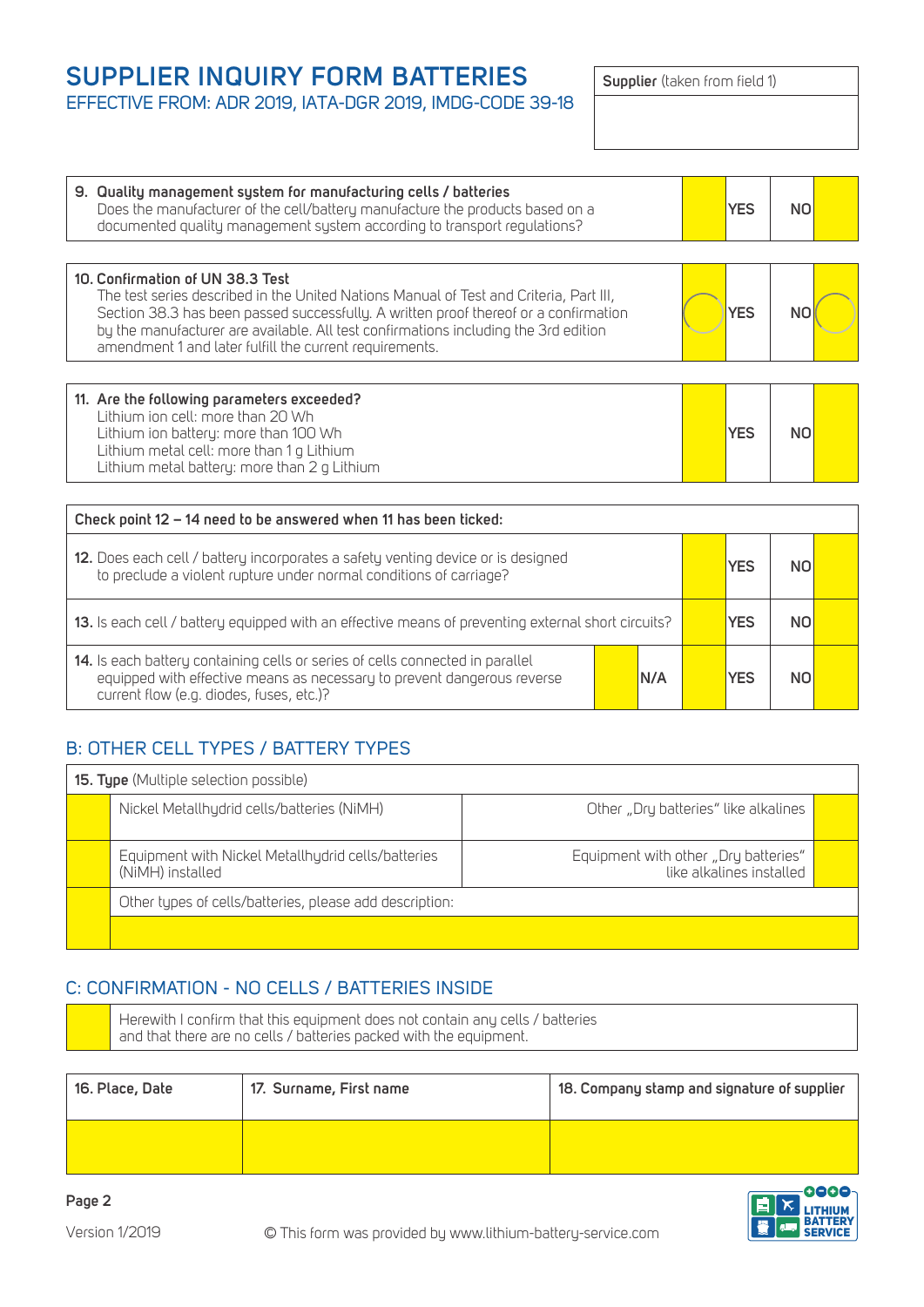# SUPPLIER INQUIRY FORM BATTERIES

EFFECTIVE FROM: ADR 2019, IATA-DGR 2019, IMDG-CODE 39-18

| **Supplier** (taken from field 1) |
|---|
| |

| | | | | |
|---|---|---|---|---|
| **9. Quality management system for manufacturing cells / batteries** Does the manufacturer of the cell/battery manufacture the products based on a documented quality management system according to transport regulations? | | YES | NO | |

| | | | | |
|---|---|---|---|---|
| **10. Confirmation of UN 38.3 Test** The test series described in the United Nations Manual of Test and Criteria, Part III, Section 38.3 has been passed successfully. A written proof thereof or a confirmation by the manufacturer are available. All test confirmations including the 3rd edition amendment 1 and later fulfill the current requirements. | | YES | NO | |

| | | | | |
|---|---|---|---|---|
| **11. Are the following parameters exceeded?** Lithium ion cell: more than 20 Wh Lithium ion battery: more than 100 Wh Lithium metal cell: more than 1 g Lithium Lithium metal battery: more than 2 g Lithium | | YES | NO | |

| **Check point 12 – 14 need to be answered when 11 has been ticked:** | | | | | | |
|---|---|---|---|---|---|---|
| **12.** Does each cell / battery incorporates a safety venting device or is designed to preclude a violent rupture under normal conditions of carriage? | | | | YES | NO | |
| **13.** Is each cell / battery equipped with an effective means of preventing external short circuits? | | | | YES | NO | |
| **14.** Is each battery containing cells or series of cells connected in parallel equipped with effective means as necessary to prevent dangerous reverse current flow (e.g. diodes, fuses, etc.)? | | N/A | | YES | NO | |

## B: OTHER CELL TYPES / BATTERY TYPES

| **15. Type** (Multiple selection possible) | | | |
|---|---|---|---|
| | Nickel Metallhydrid cells/batteries (NiMH) | Other „Dry batteries" like alkalines | |
| | Equipment with Nickel Metallhydrid cells/batteries (NiMH) installed | Equipment with other „Dry batteries" like alkalines installed | |
| | Other types of cells/batteries, please add description: | | |
| | | | |

## C: CONFIRMATION - NO CELLS / BATTERIES INSIDE

| | |
|---|---|
| | Herewith I confirm that this equipment does not contain any cells / batteries and that there are no cells / batteries packed with the equipment. |

| **16. Place, Date** | **17. Surname, First name** | **18. Company stamp and signature of supplier** |
|---|---|---|
| | | |

Version 1/2019

© This form was provided by www.lithium-battery-service.com